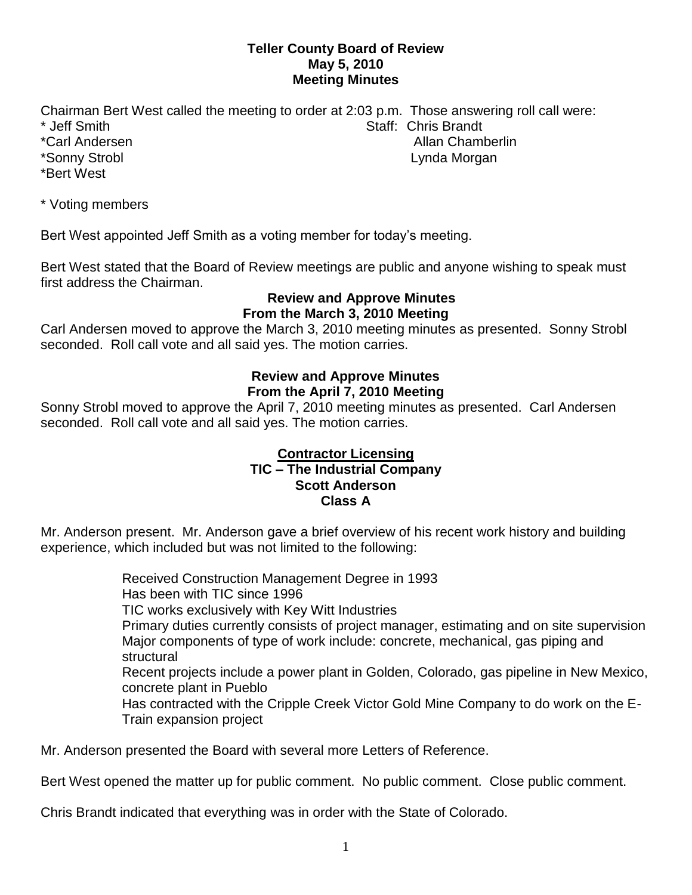**Teller County Board of Review**
**May 5, 2010**
**Meeting Minutes**

Chairman Bert West called the meeting to order at 2:03 p.m. Those answering roll call were:

| | |
|---|---|
| * Jeff Smith | Staff: Chris Brandt |
| *Carl Andersen | Allan Chamberlin |
| *Sonny Strobl | Lynda Morgan |
| *Bert West | |

* Voting members

Bert West appointed Jeff Smith as a voting member for today's meeting.

Bert West stated that the Board of Review meetings are public and anyone wishing to speak must first address the Chairman.

**Review and Approve Minutes**
**From the March 3, 2010 Meeting**

Carl Andersen moved to approve the March 3, 2010 meeting minutes as presented. Sonny Strobl seconded. Roll call vote and all said yes. The motion carries.

**Review and Approve Minutes**
**From the April 7, 2010 Meeting**

Sonny Strobl moved to approve the April 7, 2010 meeting minutes as presented. Carl Andersen seconded. Roll call vote and all said yes. The motion carries.

**Contractor Licensing**
**TIC – The Industrial Company**
**Scott Anderson**
**Class A**

Mr. Anderson present. Mr. Anderson gave a brief overview of his recent work history and building experience, which included but was not limited to the following:

Received Construction Management Degree in 1993
Has been with TIC since 1996
TIC works exclusively with Key Witt Industries
Primary duties currently consists of project manager, estimating and on site supervision
Major components of type of work include: concrete, mechanical, gas piping and structural
Recent projects include a power plant in Golden, Colorado, gas pipeline in New Mexico, concrete plant in Pueblo
Has contracted with the Cripple Creek Victor Gold Mine Company to do work on the E-Train expansion project

Mr. Anderson presented the Board with several more Letters of Reference.

Bert West opened the matter up for public comment. No public comment. Close public comment.

Chris Brandt indicated that everything was in order with the State of Colorado.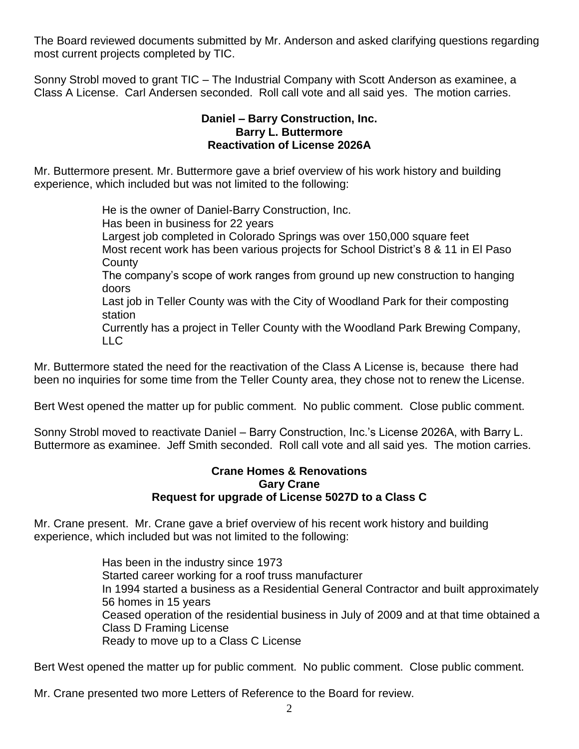The Board reviewed documents submitted by Mr. Anderson and asked clarifying questions regarding most current projects completed by TIC.

Sonny Strobl moved to grant TIC – The Industrial Company with Scott Anderson as examinee, a Class A License. Carl Andersen seconded. Roll call vote and all said yes. The motion carries.

**Daniel – Barry Construction, Inc.**
**Barry L. Buttermore**
**Reactivation of License 2026A**

Mr. Buttermore present. Mr. Buttermore gave a brief overview of his work history and building experience, which included but was not limited to the following:

- He is the owner of Daniel-Barry Construction, Inc.
- Has been in business for 22 years
- Largest job completed in Colorado Springs was over 150,000 square feet
- Most recent work has been various projects for School District's 8 & 11 in El Paso County
- The company's scope of work ranges from ground up new construction to hanging doors
- Last job in Teller County was with the City of Woodland Park for their composting station
- Currently has a project in Teller County with the Woodland Park Brewing Company, LLC

Mr. Buttermore stated the need for the reactivation of the Class A License is, because there had been no inquiries for some time from the Teller County area, they chose not to renew the License.

Bert West opened the matter up for public comment. No public comment. Close public comment.

Sonny Strobl moved to reactivate Daniel – Barry Construction, Inc.'s License 2026A, with Barry L. Buttermore as examinee. Jeff Smith seconded. Roll call vote and all said yes. The motion carries.

**Crane Homes & Renovations**
**Gary Crane**
**Request for upgrade of License 5027D to a Class C**

Mr. Crane present. Mr. Crane gave a brief overview of his recent work history and building experience, which included but was not limited to the following:

- Has been in the industry since 1973
- Started career working for a roof truss manufacturer
- In 1994 started a business as a Residential General Contractor and built approximately 56 homes in 15 years
- Ceased operation of the residential business in July of 2009 and at that time obtained a Class D Framing License
- Ready to move up to a Class C License

Bert West opened the matter up for public comment. No public comment. Close public comment.

Mr. Crane presented two more Letters of Reference to the Board for review.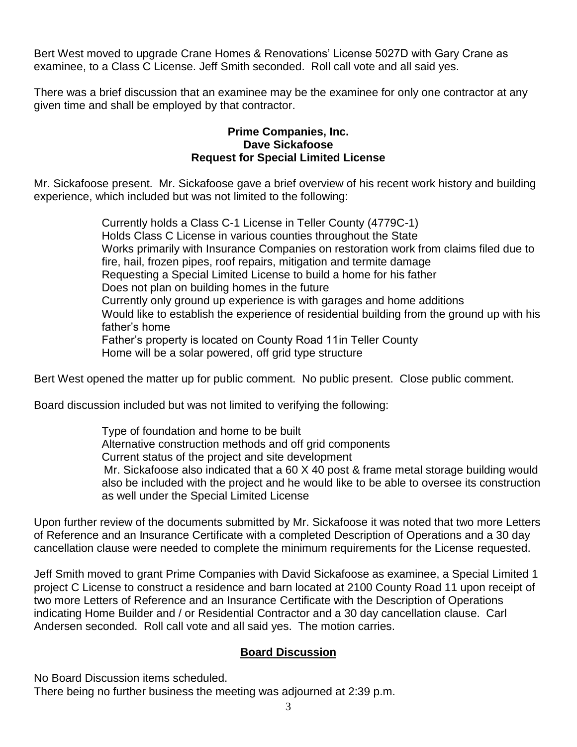Bert West moved to upgrade Crane Homes & Renovations' License 5027D with Gary Crane as examinee, to a Class C License. Jeff Smith seconded. Roll call vote and all said yes.

There was a brief discussion that an examinee may be the examinee for only one contractor at any given time and shall be employed by that contractor.

**Prime Companies, Inc.**
**Dave Sickafoose**
**Request for Special Limited License**

Mr. Sickafoose present. Mr. Sickafoose gave a brief overview of his recent work history and building experience, which included but was not limited to the following:

> Currently holds a Class C-1 License in Teller County (4779C-1)
> Holds Class C License in various counties throughout the State
> Works primarily with Insurance Companies on restoration work from claims filed due to fire, hail, frozen pipes, roof repairs, mitigation and termite damage
> Requesting a Special Limited License to build a home for his father
> Does not plan on building homes in the future
> Currently only ground up experience is with garages and home additions
> Would like to establish the experience of residential building from the ground up with his father's home
> Father's property is located on County Road 11in Teller County
> Home will be a solar powered, off grid type structure

Bert West opened the matter up for public comment. No public present. Close public comment.

Board discussion included but was not limited to verifying the following:

> Type of foundation and home to be built
> Alternative construction methods and off grid components
> Current status of the project and site development
> Mr. Sickafoose also indicated that a 60 X 40 post & frame metal storage building would also be included with the project and he would like to be able to oversee its construction as well under the Special Limited License

Upon further review of the documents submitted by Mr. Sickafoose it was noted that two more Letters of Reference and an Insurance Certificate with a completed Description of Operations and a 30 day cancellation clause were needed to complete the minimum requirements for the License requested.

Jeff Smith moved to grant Prime Companies with David Sickafoose as examinee, a Special Limited 1 project C License to construct a residence and barn located at 2100 County Road 11 upon receipt of two more Letters of Reference and an Insurance Certificate with the Description of Operations indicating Home Builder and / or Residential Contractor and a 30 day cancellation clause. Carl Andersen seconded. Roll call vote and all said yes. The motion carries.

## Board Discussion

No Board Discussion items scheduled.
There being no further business the meeting was adjourned at 2:39 p.m.